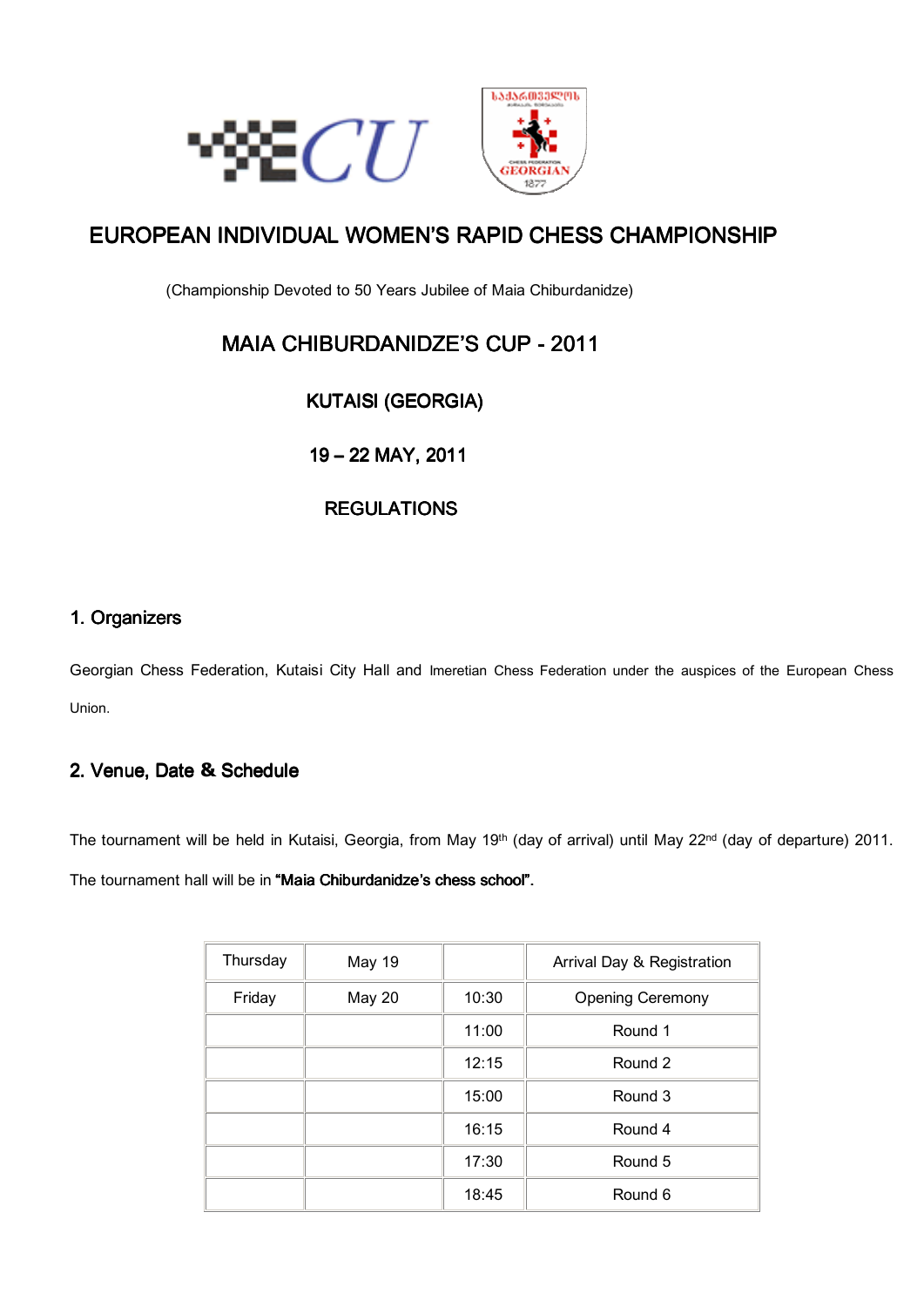# EUROPEAN INDIVIDUAL WOMEN'S RAPID CHESS CHAMPIONSHIP

(Championship Devoted to 50 Years Jubilee of Maia Chiburdanidze)

## MAIA CHIBURDANIDZE'S CUP - 2011

## KUTAISI (GEORGIA)

## 19 – 22 MAY, 2011

## REGULATIONS

### 1. Organizers

Georgian Chess Federation, Kutaisi City Hall and Imeretian Chess Federation under the auspices of the European Chess Union.

### 2. Venue, Date & Schedule

The tournament will be held in Kutaisi, Georgia, from May 19th (day of arrival) until May 22nd (day of departure) 2011. The tournament hall will be in **"Maia Chiburdanidze's chess school"**.

| Thursday | May 19 | | Arrival Day & Registration |
|---|---|---|---|
| Friday | May 20 | 10:30 | Opening Ceremony |
| | | 11:00 | Round 1 |
| | | 12:15 | Round 2 |
| | | 15:00 | Round 3 |
| | | 16:15 | Round 4 |
| | | 17:30 | Round 5 |
| | | 18:45 | Round 6 |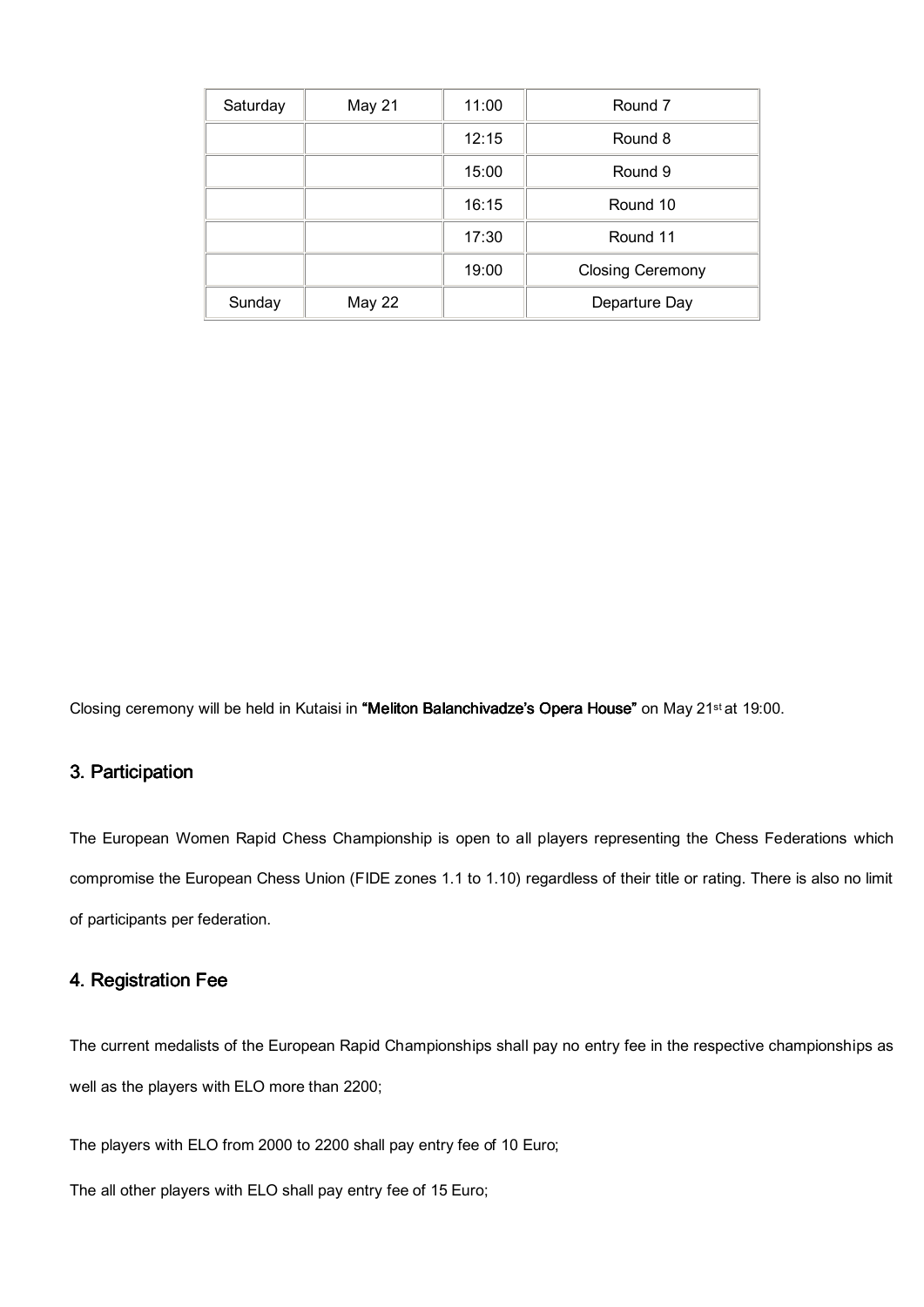| Saturday | May 21 | 11:00 | Round 7 |
| --- | --- | --- | --- |
| | | 12:15 | Round 8 |
| | | 15:00 | Round 9 |
| | | 16:15 | Round 10 |
| | | 17:30 | Round 11 |
| | | 19:00 | Closing Ceremony |
| Sunday | May 22 | | Departure Day |

Closing ceremony will be held in Kutaisi in **"Meliton Balanchivadze's Opera House"** on May 21st at 19:00.

## 3. Participation

The European Women Rapid Chess Championship is open to all players representing the Chess Federations which compromise the European Chess Union (FIDE zones 1.1 to 1.10) regardless of their title or rating. There is also no limit of participants per federation.

## 4. Registration Fee

The current medalists of the European Rapid Championships shall pay no entry fee in the respective championships as well as the players with ELO more than 2200;

The players with ELO from 2000 to 2200 shall pay entry fee of 10 Euro;

The all other players with ELO shall pay entry fee of 15 Euro;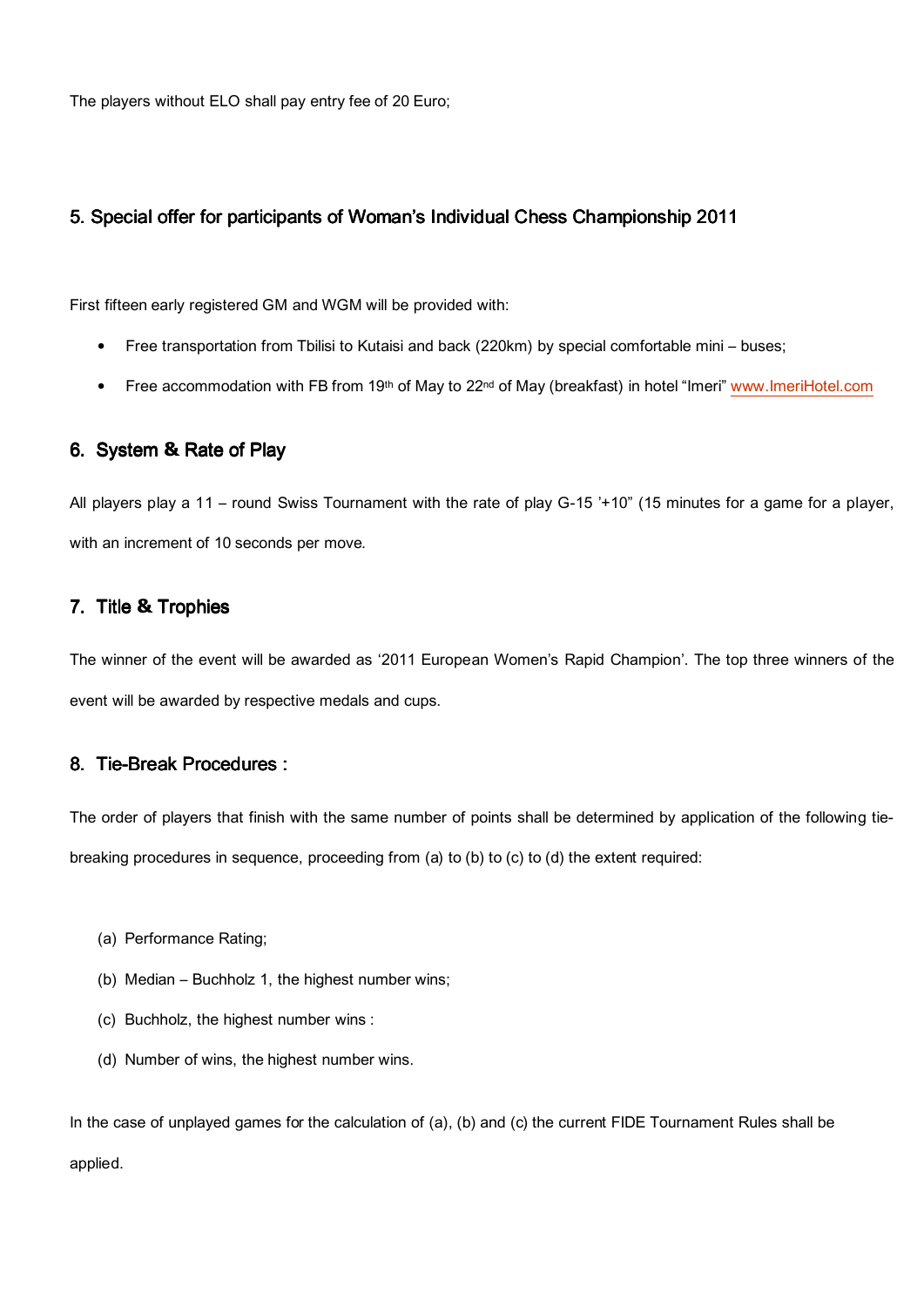The players without ELO shall pay entry fee of 20 Euro;

## 5. Special offer for participants of Woman's Individual Chess Championship 2011

First fifteen early registered GM and WGM will be provided with:

- Free transportation from Tbilisi to Kutaisi and back (220km) by special comfortable mini – buses;
- Free accommodation with FB from 19th of May to 22nd of May (breakfast) in hotel "Imeri" www.ImeriHotel.com

## 6. System & Rate of Play

All players play a 11 – round Swiss Tournament with the rate of play G-15 '+10" (15 minutes for a game for a player, with an increment of 10 seconds per move.

## 7. Title & Trophies

The winner of the event will be awarded as '2011 European Women's Rapid Champion'. The top three winners of the event will be awarded by respective medals and cups.

## 8. Tie-Break Procedures :

The order of players that finish with the same number of points shall be determined by application of the following tie-breaking procedures in sequence, proceeding from (a) to (b) to (c) to (d) the extent required:

(a) Performance Rating;

(b) Median – Buchholz 1, the highest number wins;

(c) Buchholz, the highest number wins :

(d) Number of wins, the highest number wins.

In the case of unplayed games for the calculation of (a), (b) and (c) the current FIDE Tournament Rules shall be applied.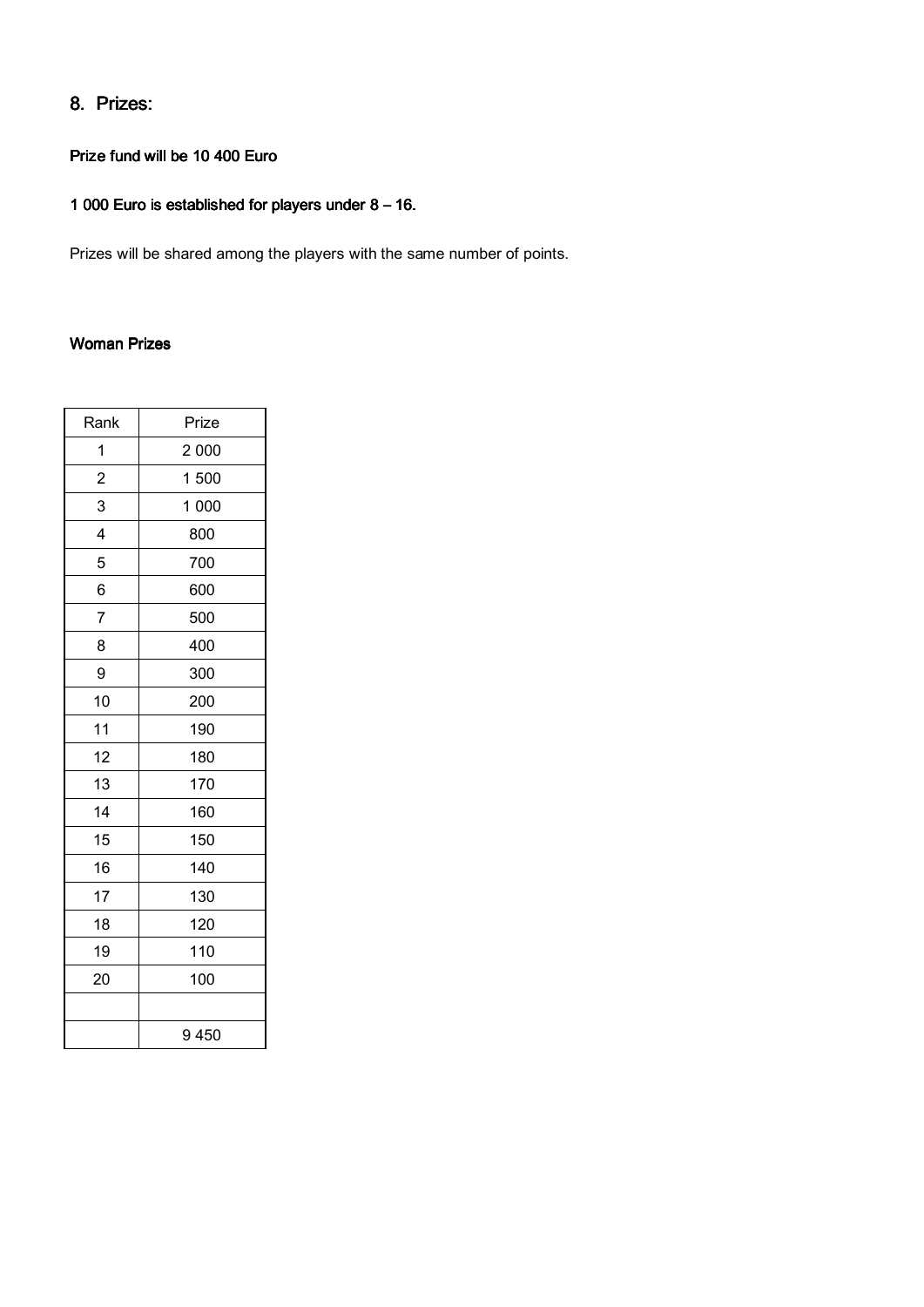## 8. Prizes:

**Prize fund will be 10 400 Euro**

**1 000 Euro is established for players under 8 – 16.**

Prizes will be shared among the players with the same number of points.

**Woman Prizes**

| Rank | Prize |
|---|---|
| 1 | 2 000 |
| 2 | 1 500 |
| 3 | 1 000 |
| 4 | 800 |
| 5 | 700 |
| 6 | 600 |
| 7 | 500 |
| 8 | 400 |
| 9 | 300 |
| 10 | 200 |
| 11 | 190 |
| 12 | 180 |
| 13 | 170 |
| 14 | 160 |
| 15 | 150 |
| 16 | 140 |
| 17 | 130 |
| 18 | 120 |
| 19 | 110 |
| 20 | 100 |
| | |
| | 9 450 |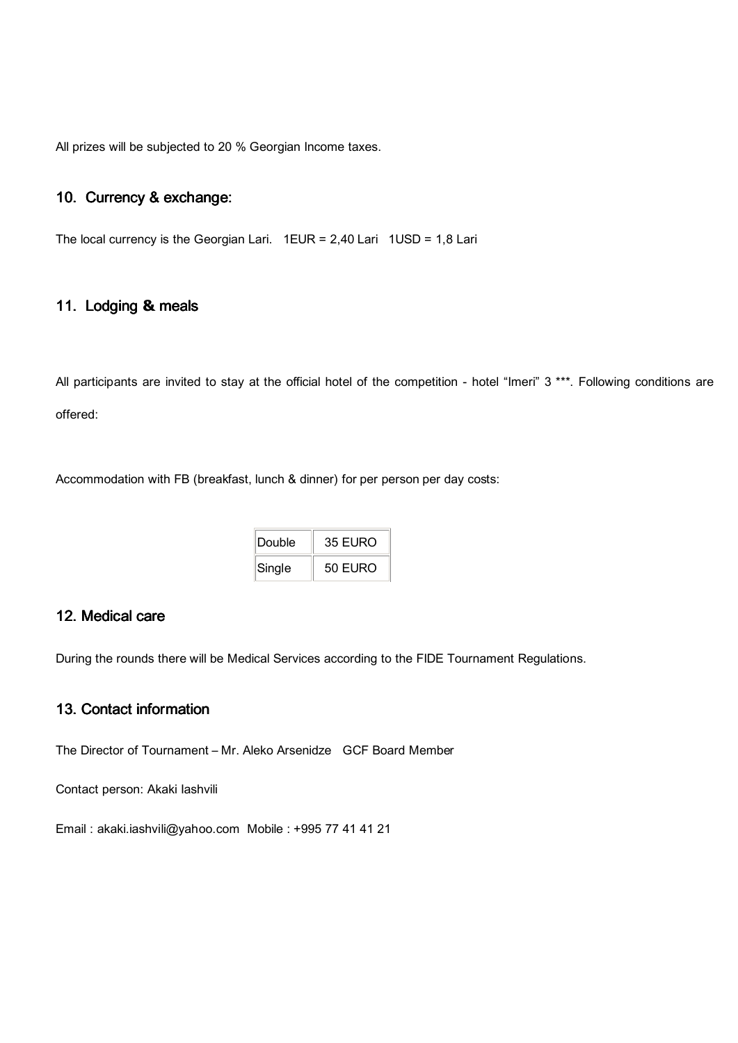All prizes will be subjected to 20 % Georgian Income taxes.

## 10. Currency & exchange:

The local currency is the Georgian Lari. 1EUR = 2,40 Lari 1USD = 1,8 Lari

## 11. Lodging & meals

All participants are invited to stay at the official hotel of the competition - hotel "Imeri" 3 ***. Following conditions are offered:

Accommodation with FB (breakfast, lunch & dinner) for per person per day costs:

| | |
|---|---|
| Double | 35 EURO |
| Single | 50 EURO |

## 12. Medical care

During the rounds there will be Medical Services according to the FIDE Tournament Regulations.

## 13. Contact information

The Director of Tournament – Mr. Aleko Arsenidze GCF Board Member

Contact person: Akaki Iashvili

Email : akaki.iashvili@yahoo.com Mobile : +995 77 41 41 21